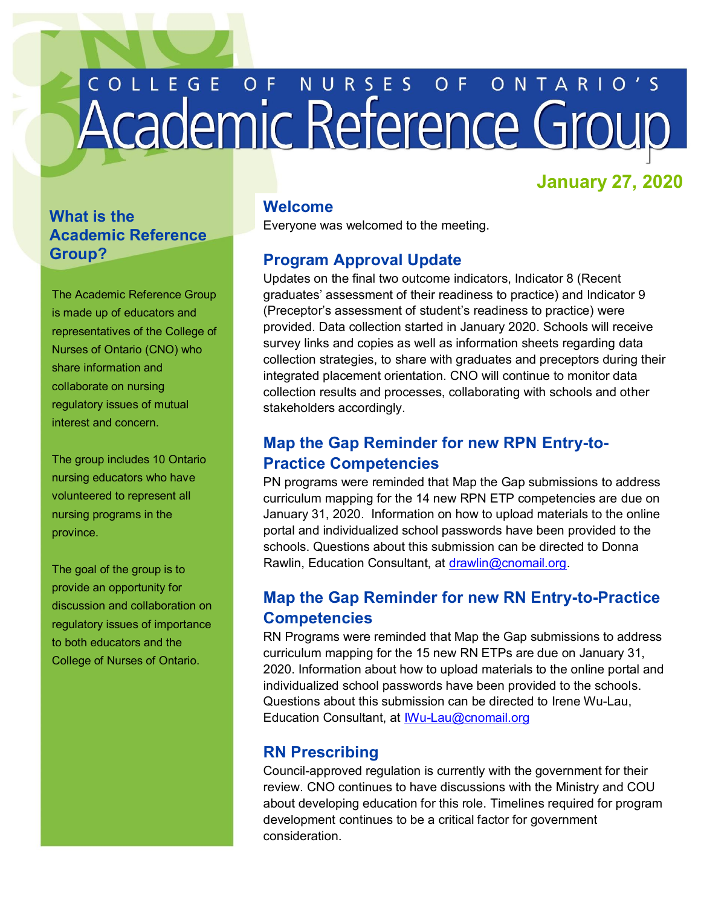# COLLEGE OF NURSES OF ONTARIO'S Academic Reference Group

**January 27, 2020**

## What is the Academic Reference Group?

The Academic Reference Group is made up of educators and representatives of the College of Nurses of Ontario (CNO) who share information and collaborate on nursing regulatory issues of mutual interest and concern.

The group includes 10 Ontario nursing educators who have volunteered to represent all nursing programs in the province.

The goal of the group is to provide an opportunity for discussion and collaboration on regulatory issues of importance to both educators and the College of Nurses of Ontario.

## Welcome

Everyone was welcomed to the meeting.

## Program Approval Update

Updates on the final two outcome indicators, Indicator 8 (Recent graduates' assessment of their readiness to practice) and Indicator 9 (Preceptor's assessment of student's readiness to practice) were provided. Data collection started in January 2020. Schools will receive survey links and copies as well as information sheets regarding data collection strategies, to share with graduates and preceptors during their integrated placement orientation. CNO will continue to monitor data collection results and processes, collaborating with schools and other stakeholders accordingly.

## Map the Gap Reminder for new RPN Entry-to-Practice Competencies

PN programs were reminded that Map the Gap submissions to address curriculum mapping for the 14 new RPN ETP competencies are due on January 31, 2020. Information on how to upload materials to the online portal and individualized school passwords have been provided to the schools. Questions about this submission can be directed to Donna Rawlin, Education Consultant, at drawlin@cnomail.org.

## Map the Gap Reminder for new RN Entry-to-Practice Competencies

RN Programs were reminded that Map the Gap submissions to address curriculum mapping for the 15 new RN ETPs are due on January 31, 2020. Information about how to upload materials to the online portal and individualized school passwords have been provided to the schools. Questions about this submission can be directed to Irene Wu-Lau, Education Consultant, at IWu-Lau@cnomail.org

## RN Prescribing

Council-approved regulation is currently with the government for their review. CNO continues to have discussions with the Ministry and COU about developing education for this role. Timelines required for program development continues to be a critical factor for government consideration.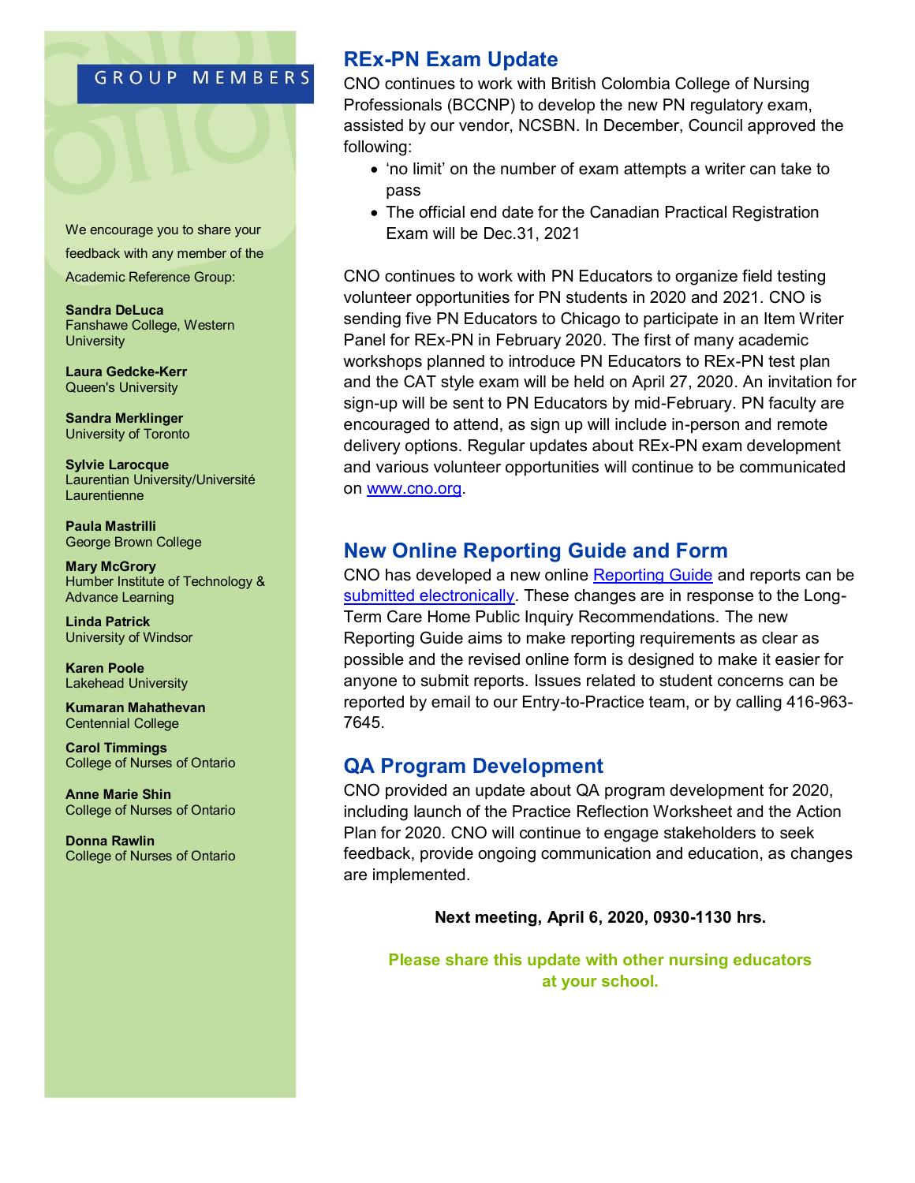## GROUP MEMBERS

We encourage you to share your feedback with any member of the Academic Reference Group:

**Sandra DeLuca**
Fanshawe College, Western University

**Laura Gedcke-Kerr**
Queen's University

**Sandra Merklinger**
University of Toronto

**Sylvie Larocque**
Laurentian University/Université Laurentienne

**Paula Mastrilli**
George Brown College

**Mary McGrory**
Humber Institute of Technology & Advance Learning

**Linda Patrick**
University of Windsor

**Karen Poole**
Lakehead University

**Kumaran Mahathevan**
Centennial College

**Carol Timmings**
College of Nurses of Ontario

**Anne Marie Shin**
College of Nurses of Ontario

**Donna Rawlin**
College of Nurses of Ontario

## REx-PN Exam Update

CNO continues to work with British Colombia College of Nursing Professionals (BCCNP) to develop the new PN regulatory exam, assisted by our vendor, NCSBN. In December, Council approved the following:

- 'no limit' on the number of exam attempts a writer can take to pass
- The official end date for the Canadian Practical Registration Exam will be Dec.31, 2021

CNO continues to work with PN Educators to organize field testing volunteer opportunities for PN students in 2020 and 2021. CNO is sending five PN Educators to Chicago to participate in an Item Writer Panel for REx-PN in February 2020. The first of many academic workshops planned to introduce PN Educators to REx-PN test plan and the CAT style exam will be held on April 27, 2020. An invitation for sign-up will be sent to PN Educators by mid-February. PN faculty are encouraged to attend, as sign up will include in-person and remote delivery options. Regular updates about REx-PN exam development and various volunteer opportunities will continue to be communicated on www.cno.org.

## New Online Reporting Guide and Form

CNO has developed a new online Reporting Guide and reports can be submitted electronically. These changes are in response to the Long-Term Care Home Public Inquiry Recommendations. The new Reporting Guide aims to make reporting requirements as clear as possible and the revised online form is designed to make it easier for anyone to submit reports. Issues related to student concerns can be reported by email to our Entry-to-Practice team, or by calling 416-963-7645.

## QA Program Development

CNO provided an update about QA program development for 2020, including launch of the Practice Reflection Worksheet and the Action Plan for 2020. CNO will continue to engage stakeholders to seek feedback, provide ongoing communication and education, as changes are implemented.

**Next meeting, April 6, 2020, 0930-1130 hrs.**

**Please share this update with other nursing educators at your school.**